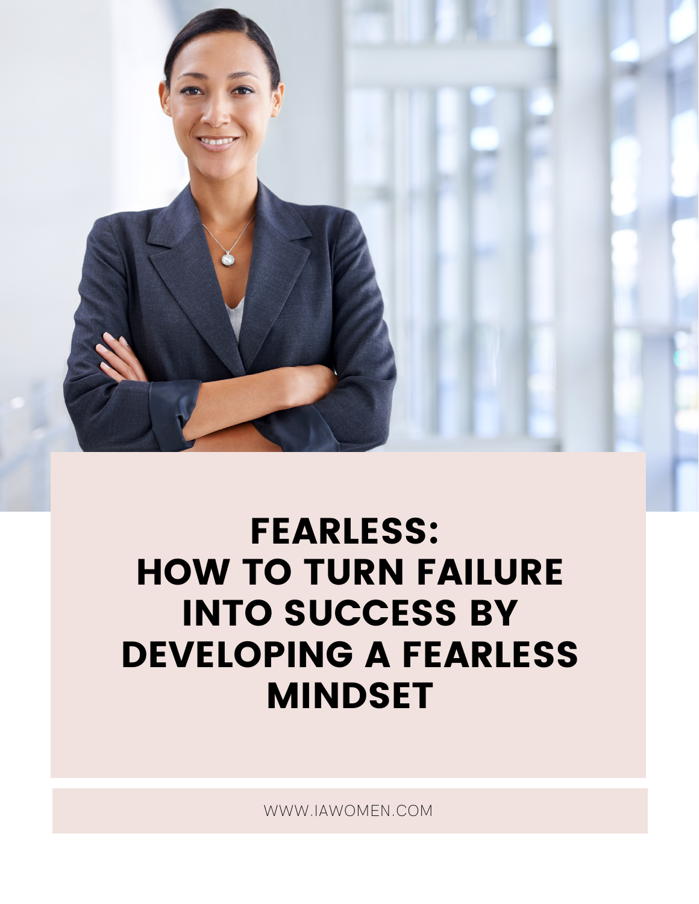# FEARLESS: HOW TO TURN FAILURE INTO SUCCESS BY DEVELOPING A FEARLESS MINDSET

WWW.IAWOMEN.COM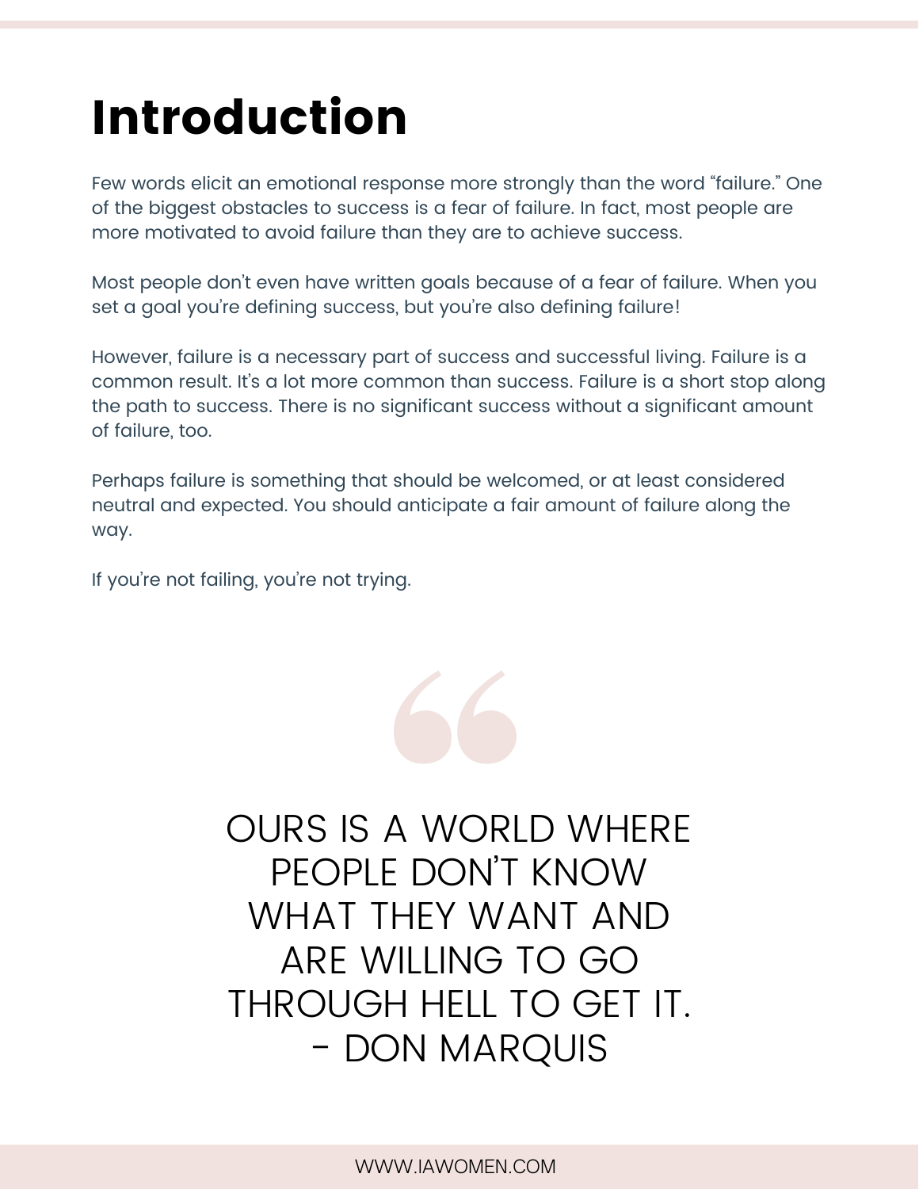# Introduction

Few words elicit an emotional response more strongly than the word "failure." One of the biggest obstacles to success is a fear of failure. In fact, most people are more motivated to avoid failure than they are to achieve success.

Most people don't even have written goals because of a fear of failure. When you set a goal you're defining success, but you're also defining failure!

However, failure is a necessary part of success and successful living. Failure is a common result. It's a lot more common than success. Failure is a short stop along the path to success. There is no significant success without a significant amount of failure, too.

Perhaps failure is something that should be welcomed, or at least considered neutral and expected. You should anticipate a fair amount of failure along the way.

If you're not failing, you're not trying.

> OURS IS A WORLD WHERE PEOPLE DON'T KNOW WHAT THEY WANT AND ARE WILLING TO GO THROUGH HELL TO GET IT.
> - DON MARQUIS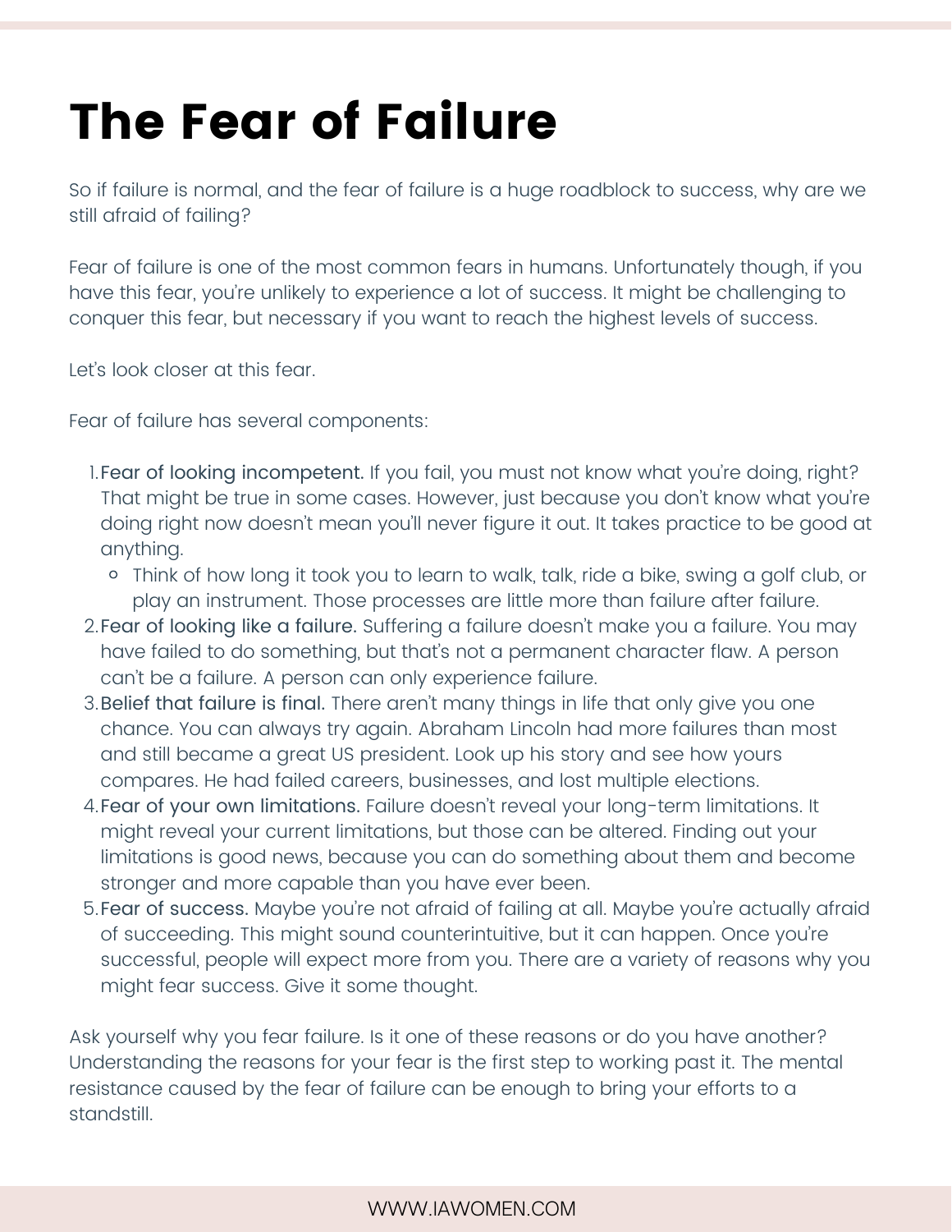# The Fear of Failure

So if failure is normal, and the fear of failure is a huge roadblock to success, why are we still afraid of failing?

Fear of failure is one of the most common fears in humans. Unfortunately though, if you have this fear, you're unlikely to experience a lot of success. It might be challenging to conquer this fear, but necessary if you want to reach the highest levels of success.

Let's look closer at this fear.

Fear of failure has several components:

1. Fear of looking incompetent. If you fail, you must not know what you're doing, right? That might be true in some cases. However, just because you don't know what you're doing right now doesn't mean you'll never figure it out. It takes practice to be good at anything.
   - Think of how long it took you to learn to walk, talk, ride a bike, swing a golf club, or play an instrument. Those processes are little more than failure after failure.
2. Fear of looking like a failure. Suffering a failure doesn't make you a failure. You may have failed to do something, but that's not a permanent character flaw. A person can't be a failure. A person can only experience failure.
3. Belief that failure is final. There aren't many things in life that only give you one chance. You can always try again. Abraham Lincoln had more failures than most and still became a great US president. Look up his story and see how yours compares. He had failed careers, businesses, and lost multiple elections.
4. Fear of your own limitations. Failure doesn't reveal your long-term limitations. It might reveal your current limitations, but those can be altered. Finding out your limitations is good news, because you can do something about them and become stronger and more capable than you have ever been.
5. Fear of success. Maybe you're not afraid of failing at all. Maybe you're actually afraid of succeeding. This might sound counterintuitive, but it can happen. Once you're successful, people will expect more from you. There are a variety of reasons why you might fear success. Give it some thought.

Ask yourself why you fear failure. Is it one of these reasons or do you have another? Understanding the reasons for your fear is the first step to working past it. The mental resistance caused by the fear of failure can be enough to bring your efforts to a standstill.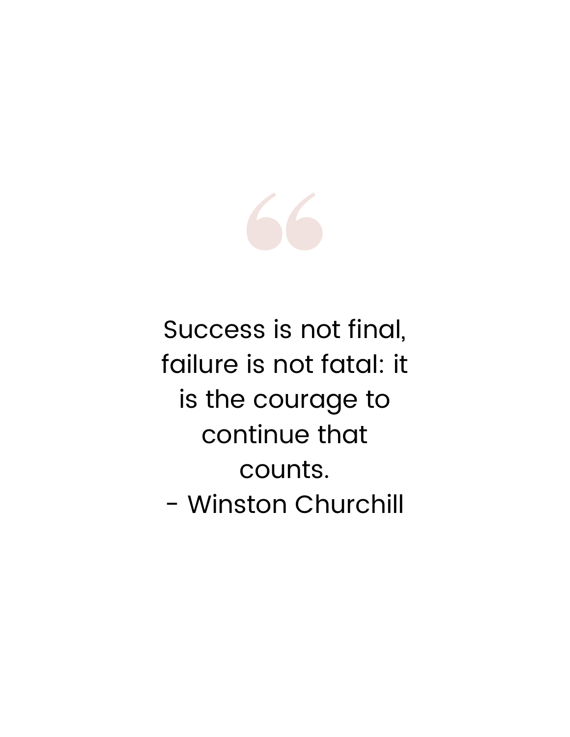“

Success is not final, failure is not fatal: it is the courage to continue that counts.
- Winston Churchill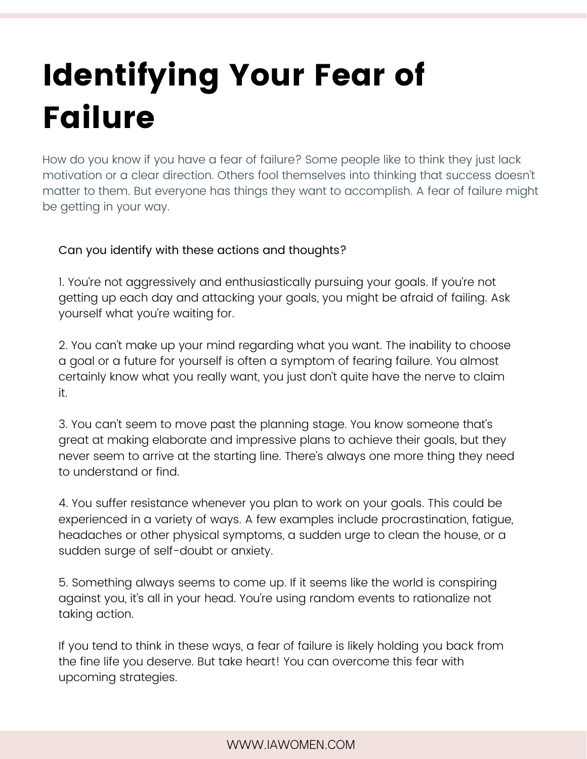# Identifying Your Fear of Failure

How do you know if you have a fear of failure? Some people like to think they just lack motivation or a clear direction. Others fool themselves into thinking that success doesn't matter to them. But everyone has things they want to accomplish. A fear of failure might be getting in your way.

Can you identify with these actions and thoughts?

1. You're not aggressively and enthusiastically pursuing your goals. If you're not getting up each day and attacking your goals, you might be afraid of failing. Ask yourself what you're waiting for.

2. You can't make up your mind regarding what you want. The inability to choose a goal or a future for yourself is often a symptom of fearing failure. You almost certainly know what you really want, you just don't quite have the nerve to claim it.

3. You can't seem to move past the planning stage. You know someone that's great at making elaborate and impressive plans to achieve their goals, but they never seem to arrive at the starting line. There's always one more thing they need to understand or find.

4. You suffer resistance whenever you plan to work on your goals. This could be experienced in a variety of ways. A few examples include procrastination, fatigue, headaches or other physical symptoms, a sudden urge to clean the house, or a sudden surge of self-doubt or anxiety.

5. Something always seems to come up. If it seems like the world is conspiring against you, it's all in your head. You're using random events to rationalize not taking action.

If you tend to think in these ways, a fear of failure is likely holding you back from the fine life you deserve. But take heart! You can overcome this fear with upcoming strategies.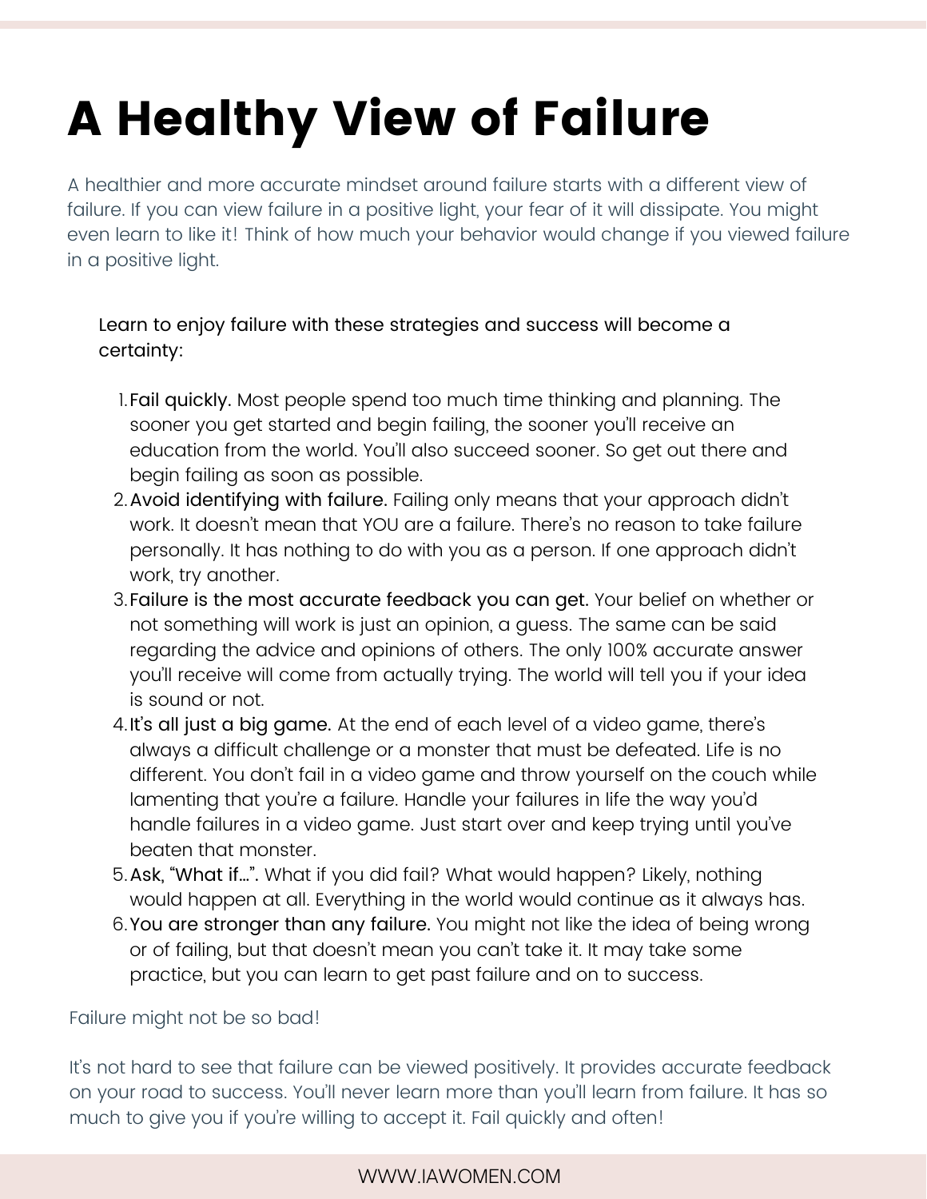# A Healthy View of Failure

A healthier and more accurate mindset around failure starts with a different view of failure. If you can view failure in a positive light, your fear of it will dissipate. You might even learn to like it! Think of how much your behavior would change if you viewed failure in a positive light.

Learn to enjoy failure with these strategies and success will become a certainty:

1. Fail quickly. Most people spend too much time thinking and planning. The sooner you get started and begin failing, the sooner you'll receive an education from the world. You'll also succeed sooner. So get out there and begin failing as soon as possible.
2. Avoid identifying with failure. Failing only means that your approach didn't work. It doesn't mean that YOU are a failure. There's no reason to take failure personally. It has nothing to do with you as a person. If one approach didn't work, try another.
3. Failure is the most accurate feedback you can get. Your belief on whether or not something will work is just an opinion, a guess. The same can be said regarding the advice and opinions of others. The only 100% accurate answer you'll receive will come from actually trying. The world will tell you if your idea is sound or not.
4. It's all just a big game. At the end of each level of a video game, there's always a difficult challenge or a monster that must be defeated. Life is no different. You don't fail in a video game and throw yourself on the couch while lamenting that you're a failure. Handle your failures in life the way you'd handle failures in a video game. Just start over and keep trying until you've beaten that monster.
5. Ask, "What if…". What if you did fail? What would happen? Likely, nothing would happen at all. Everything in the world would continue as it always has.
6. You are stronger than any failure. You might not like the idea of being wrong or of failing, but that doesn't mean you can't take it. It may take some practice, but you can learn to get past failure and on to success.

Failure might not be so bad!

It's not hard to see that failure can be viewed positively. It provides accurate feedback on your road to success. You'll never learn more than you'll learn from failure. It has so much to give you if you're willing to accept it. Fail quickly and often!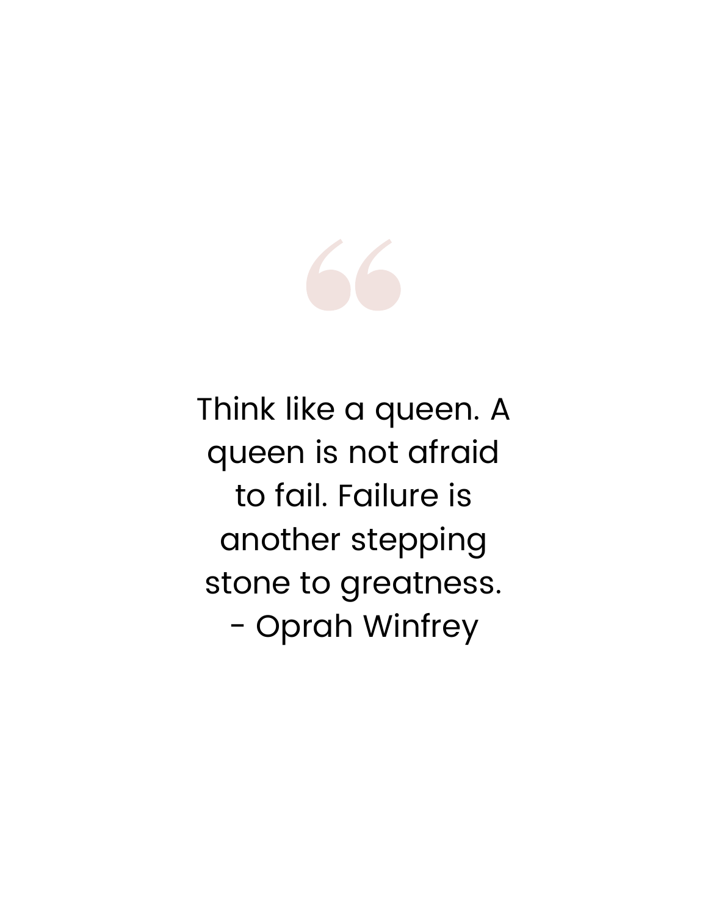Think like a queen. A queen is not afraid to fail. Failure is another stepping stone to greatness.
- Oprah Winfrey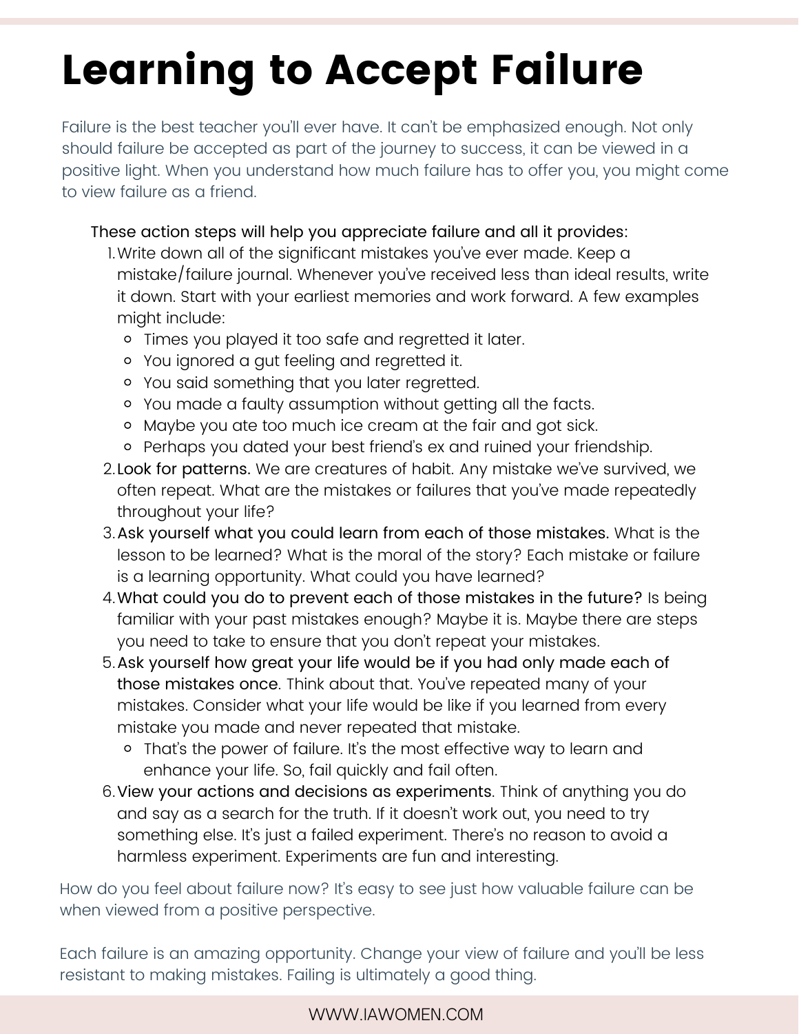# Learning to Accept Failure

Failure is the best teacher you'll ever have. It can't be emphasized enough. Not only should failure be accepted as part of the journey to success, it can be viewed in a positive light. When you understand how much failure has to offer you, you might come to view failure as a friend.

These action steps will help you appreciate failure and all it provides:

1. Write down all of the significant mistakes you've ever made. Keep a mistake/failure journal. Whenever you've received less than ideal results, write it down. Start with your earliest memories and work forward. A few examples might include:
    - Times you played it too safe and regretted it later.
    - You ignored a gut feeling and regretted it.
    - You said something that you later regretted.
    - You made a faulty assumption without getting all the facts.
    - Maybe you ate too much ice cream at the fair and got sick.
    - Perhaps you dated your best friend's ex and ruined your friendship.
2. Look for patterns. We are creatures of habit. Any mistake we've survived, we often repeat. What are the mistakes or failures that you've made repeatedly throughout your life?
3. Ask yourself what you could learn from each of those mistakes. What is the lesson to be learned? What is the moral of the story? Each mistake or failure is a learning opportunity. What could you have learned?
4. What could you do to prevent each of those mistakes in the future? Is being familiar with your past mistakes enough? Maybe it is. Maybe there are steps you need to take to ensure that you don't repeat your mistakes.
5. Ask yourself how great your life would be if you had only made each of those mistakes once. Think about that. You've repeated many of your mistakes. Consider what your life would be like if you learned from every mistake you made and never repeated that mistake.
    - That's the power of failure. It's the most effective way to learn and enhance your life. So, fail quickly and fail often.
6. View your actions and decisions as experiments. Think of anything you do and say as a search for the truth. If it doesn't work out, you need to try something else. It's just a failed experiment. There's no reason to avoid a harmless experiment. Experiments are fun and interesting.

How do you feel about failure now? It's easy to see just how valuable failure can be when viewed from a positive perspective.

Each failure is an amazing opportunity. Change your view of failure and you'll be less resistant to making mistakes. Failing is ultimately a good thing.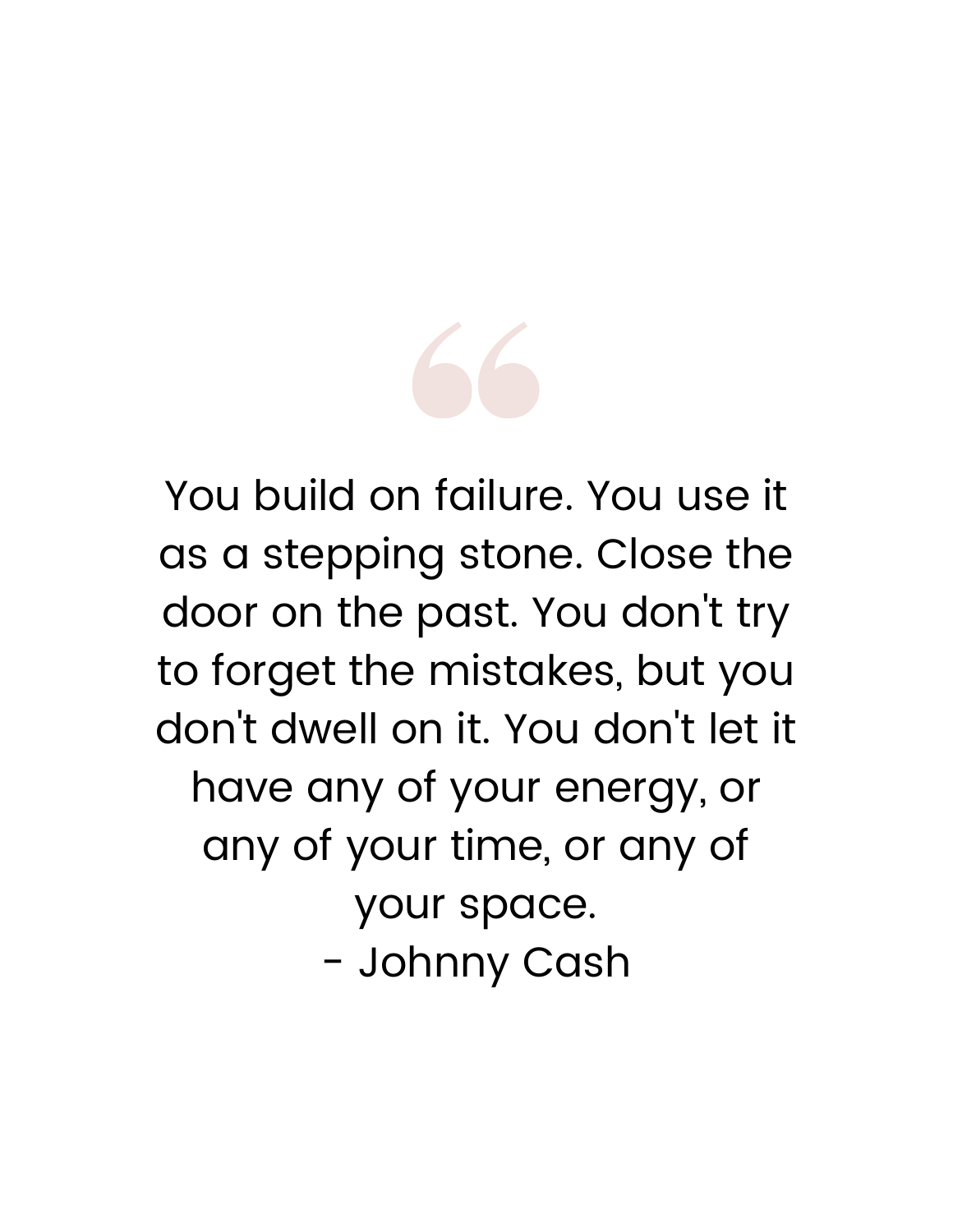"

You build on failure. You use it as a stepping stone. Close the door on the past. You don't try to forget the mistakes, but you don't dwell on it. You don't let it have any of your energy, or any of your time, or any of your space.

- Johnny Cash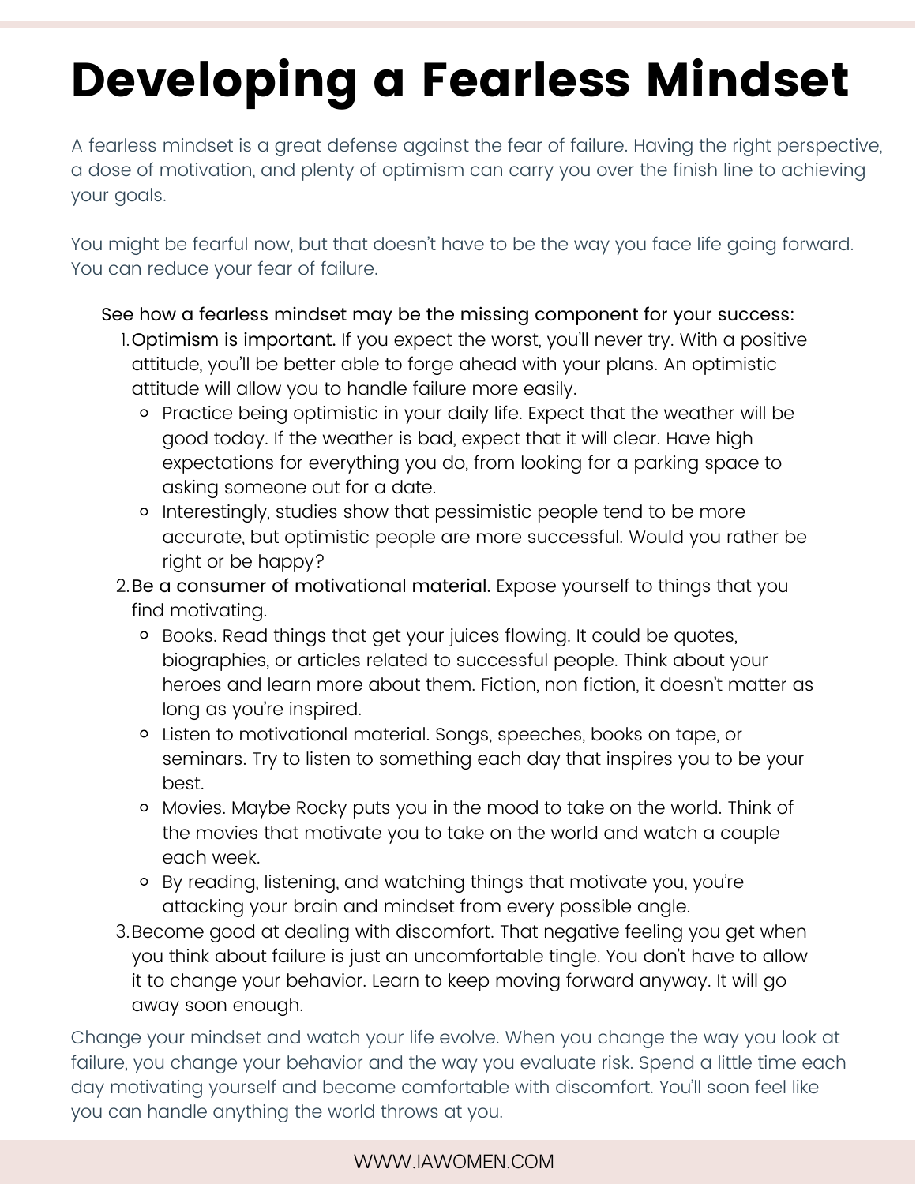# Developing a Fearless Mindset

A fearless mindset is a great defense against the fear of failure. Having the right perspective, a dose of motivation, and plenty of optimism can carry you over the finish line to achieving your goals.

You might be fearful now, but that doesn't have to be the way you face life going forward. You can reduce your fear of failure.

See how a fearless mindset may be the missing component for your success:

1. Optimism is important. If you expect the worst, you'll never try. With a positive attitude, you'll be better able to forge ahead with your plans. An optimistic attitude will allow you to handle failure more easily.
   - Practice being optimistic in your daily life. Expect that the weather will be good today. If the weather is bad, expect that it will clear. Have high expectations for everything you do, from looking for a parking space to asking someone out for a date.
   - Interestingly, studies show that pessimistic people tend to be more accurate, but optimistic people are more successful. Would you rather be right or be happy?
2. Be a consumer of motivational material. Expose yourself to things that you find motivating.
   - Books. Read things that get your juices flowing. It could be quotes, biographies, or articles related to successful people. Think about your heroes and learn more about them. Fiction, non fiction, it doesn't matter as long as you're inspired.
   - Listen to motivational material. Songs, speeches, books on tape, or seminars. Try to listen to something each day that inspires you to be your best.
   - Movies. Maybe Rocky puts you in the mood to take on the world. Think of the movies that motivate you to take on the world and watch a couple each week.
   - By reading, listening, and watching things that motivate you, you're attacking your brain and mindset from every possible angle.
3. Become good at dealing with discomfort. That negative feeling you get when you think about failure is just an uncomfortable tingle. You don't have to allow it to change your behavior. Learn to keep moving forward anyway. It will go away soon enough.

Change your mindset and watch your life evolve. When you change the way you look at failure, you change your behavior and the way you evaluate risk. Spend a little time each day motivating yourself and become comfortable with discomfort. You'll soon feel like you can handle anything the world throws at you.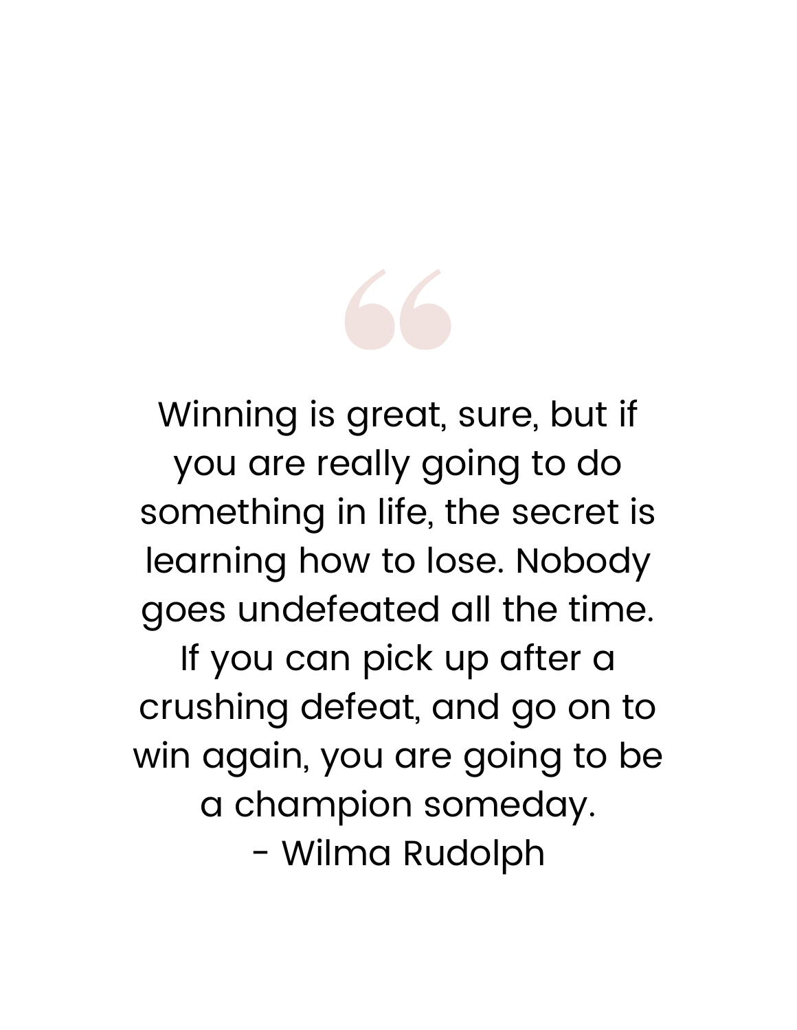> Winning is great, sure, but if you are really going to do something in life, the secret is learning how to lose. Nobody goes undefeated all the time. If you can pick up after a crushing defeat, and go on to win again, you are going to be a champion someday.
>
> \- Wilma Rudolph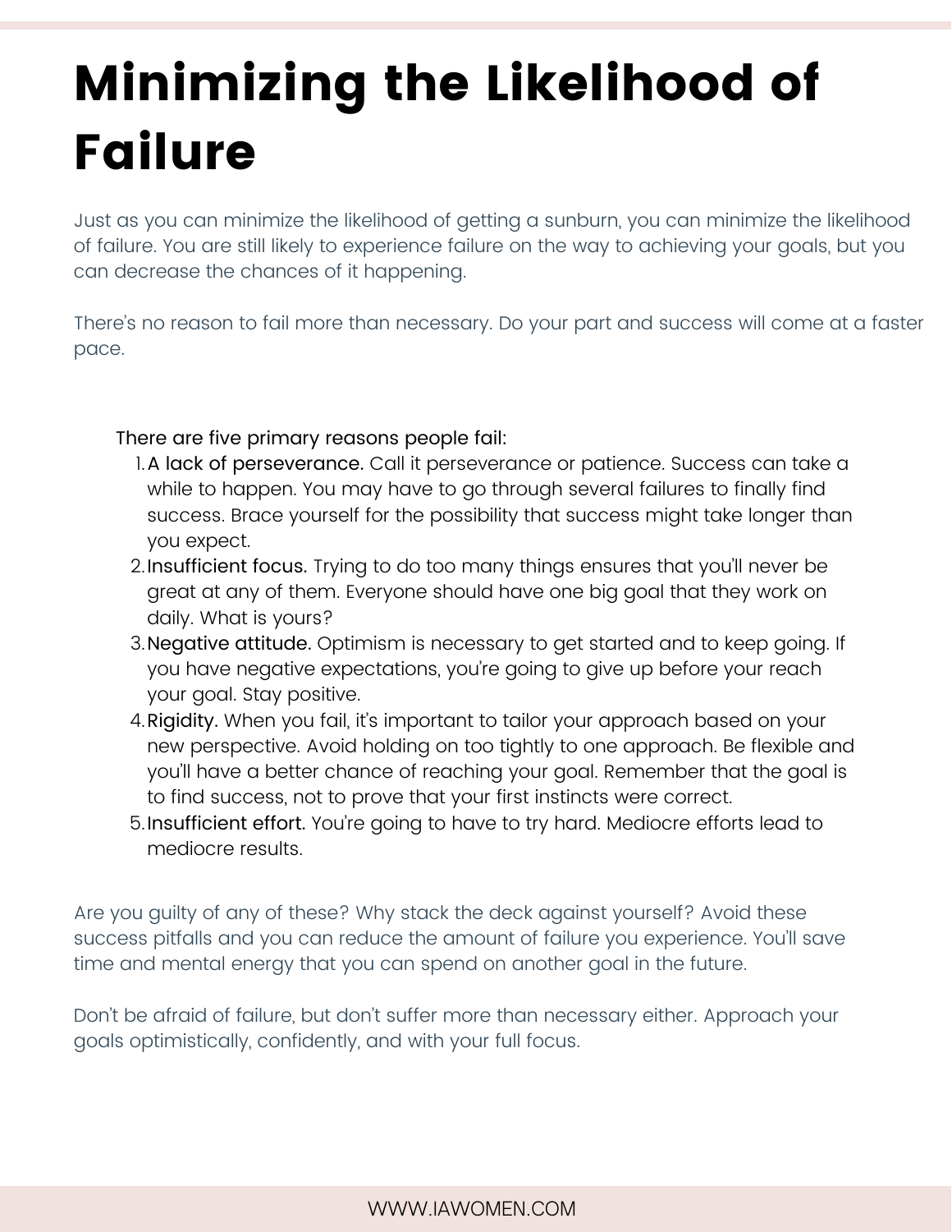# Minimizing the Likelihood of Failure

Just as you can minimize the likelihood of getting a sunburn, you can minimize the likelihood of failure. You are still likely to experience failure on the way to achieving your goals, but you can decrease the chances of it happening.

There's no reason to fail more than necessary. Do your part and success will come at a faster pace.

There are five primary reasons people fail:

1. A lack of perseverance. Call it perseverance or patience. Success can take a while to happen. You may have to go through several failures to finally find success. Brace yourself for the possibility that success might take longer than you expect.
2. Insufficient focus. Trying to do too many things ensures that you'll never be great at any of them. Everyone should have one big goal that they work on daily. What is yours?
3. Negative attitude. Optimism is necessary to get started and to keep going. If you have negative expectations, you're going to give up before your reach your goal. Stay positive.
4. Rigidity. When you fail, it's important to tailor your approach based on your new perspective. Avoid holding on too tightly to one approach. Be flexible and you'll have a better chance of reaching your goal. Remember that the goal is to find success, not to prove that your first instincts were correct.
5. Insufficient effort. You're going to have to try hard. Mediocre efforts lead to mediocre results.

Are you guilty of any of these? Why stack the deck against yourself? Avoid these success pitfalls and you can reduce the amount of failure you experience. You'll save time and mental energy that you can spend on another goal in the future.

Don't be afraid of failure, but don't suffer more than necessary either. Approach your goals optimistically, confidently, and with your full focus.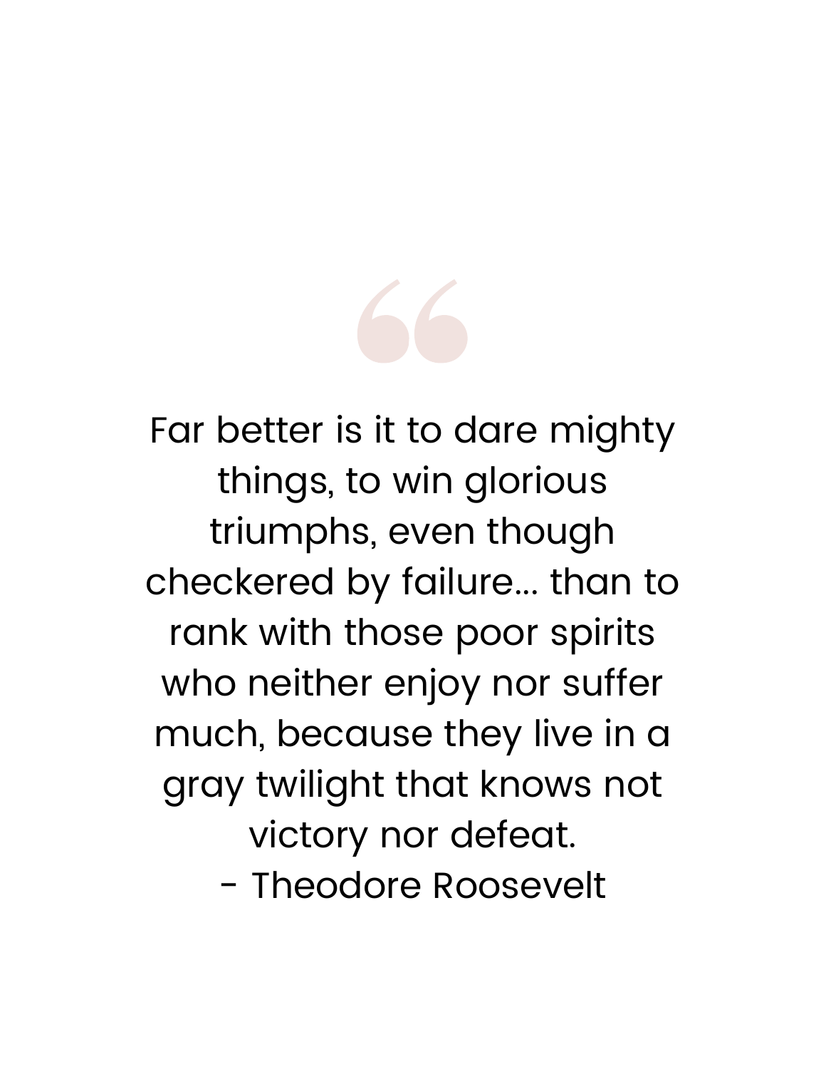> Far better is it to dare mighty things, to win glorious triumphs, even though checkered by failure... than to rank with those poor spirits who neither enjoy nor suffer much, because they live in a gray twilight that knows not victory nor defeat.
>
> \- Theodore Roosevelt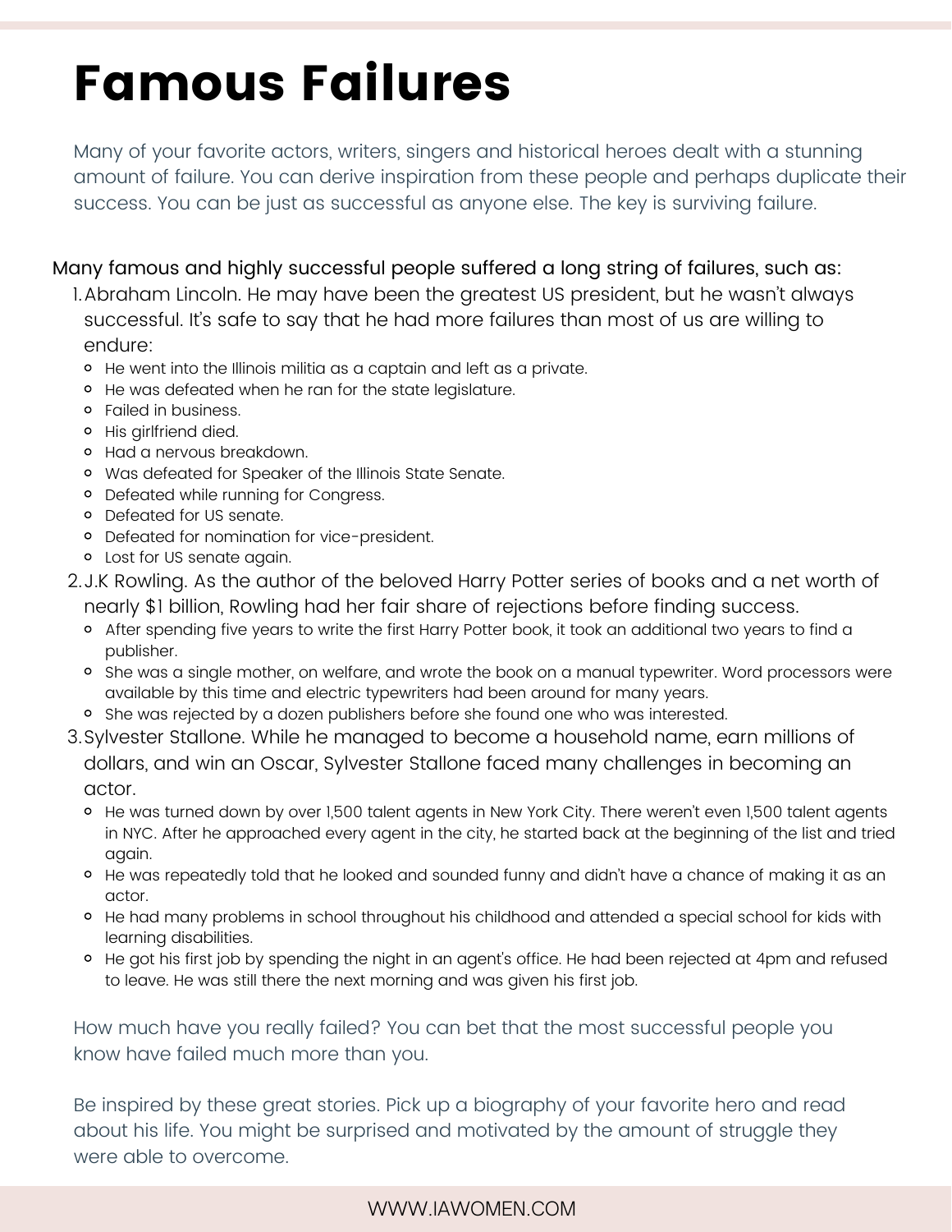# Famous Failures

Many of your favorite actors, writers, singers and historical heroes dealt with a stunning amount of failure. You can derive inspiration from these people and perhaps duplicate their success. You can be just as successful as anyone else. The key is surviving failure.

Many famous and highly successful people suffered a long string of failures, such as:

1. Abraham Lincoln. He may have been the greatest US president, but he wasn't always successful. It's safe to say that he had more failures than most of us are willing to endure:
   - He went into the Illinois militia as a captain and left as a private.
   - He was defeated when he ran for the state legislature.
   - Failed in business.
   - His girlfriend died.
   - Had a nervous breakdown.
   - Was defeated for Speaker of the Illinois State Senate.
   - Defeated while running for Congress.
   - Defeated for US senate.
   - Defeated for nomination for vice-president.
   - Lost for US senate again.
2. J.K Rowling. As the author of the beloved Harry Potter series of books and a net worth of nearly $1 billion, Rowling had her fair share of rejections before finding success.
   - After spending five years to write the first Harry Potter book, it took an additional two years to find a publisher.
   - She was a single mother, on welfare, and wrote the book on a manual typewriter. Word processors were available by this time and electric typewriters had been around for many years.
   - She was rejected by a dozen publishers before she found one who was interested.
3. Sylvester Stallone. While he managed to become a household name, earn millions of dollars, and win an Oscar, Sylvester Stallone faced many challenges in becoming an actor.
   - He was turned down by over 1,500 talent agents in New York City. There weren't even 1,500 talent agents in NYC. After he approached every agent in the city, he started back at the beginning of the list and tried again.
   - He was repeatedly told that he looked and sounded funny and didn't have a chance of making it as an actor.
   - He had many problems in school throughout his childhood and attended a special school for kids with learning disabilities.
   - He got his first job by spending the night in an agent's office. He had been rejected at 4pm and refused to leave. He was still there the next morning and was given his first job.

How much have you really failed? You can bet that the most successful people you know have failed much more than you.

Be inspired by these great stories. Pick up a biography of your favorite hero and read about his life. You might be surprised and motivated by the amount of struggle they were able to overcome.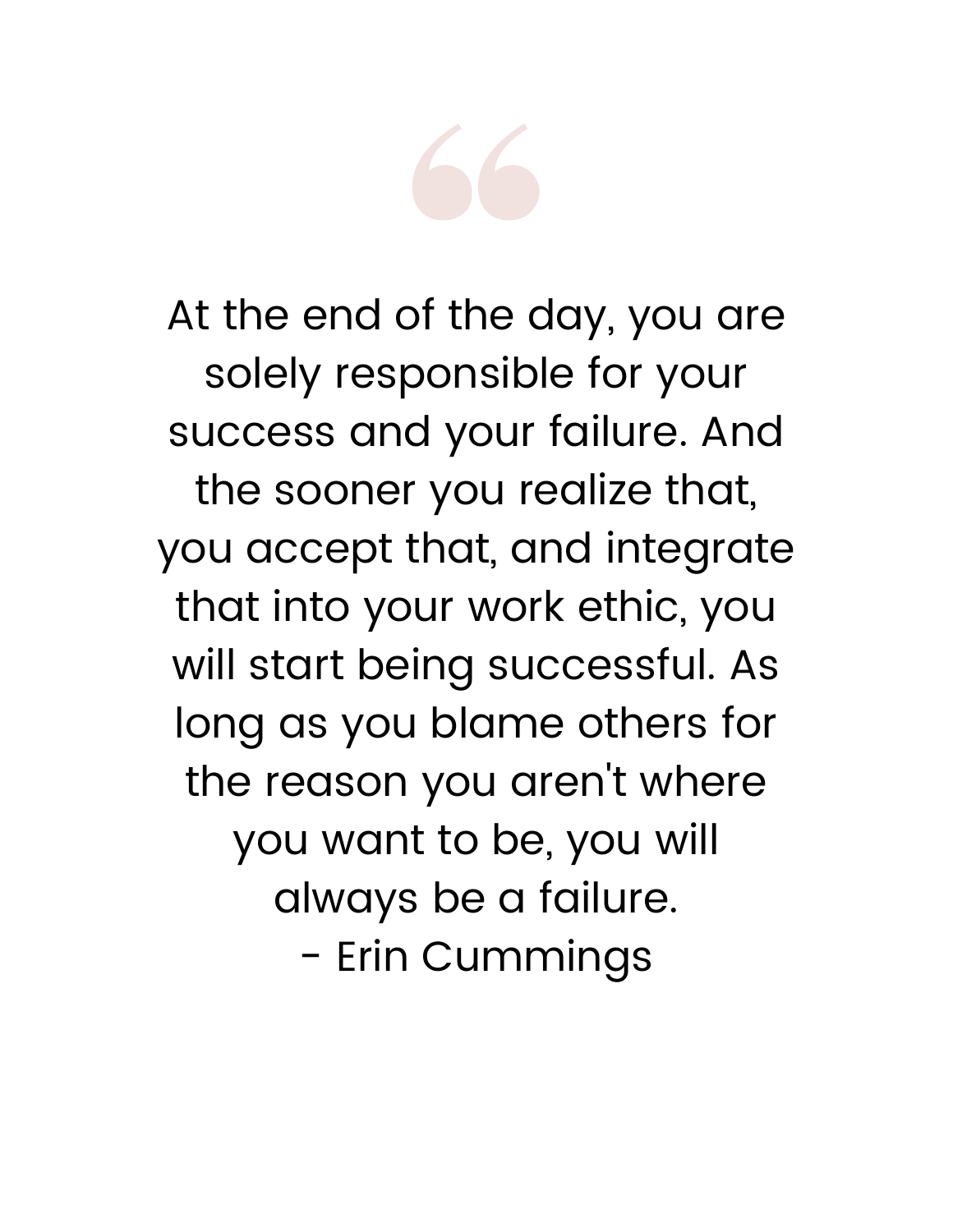> At the end of the day, you are solely responsible for your success and your failure. And the sooner you realize that, you accept that, and integrate that into your work ethic, you will start being successful. As long as you blame others for the reason you aren't where you want to be, you will always be a failure.
>
> \- Erin Cummings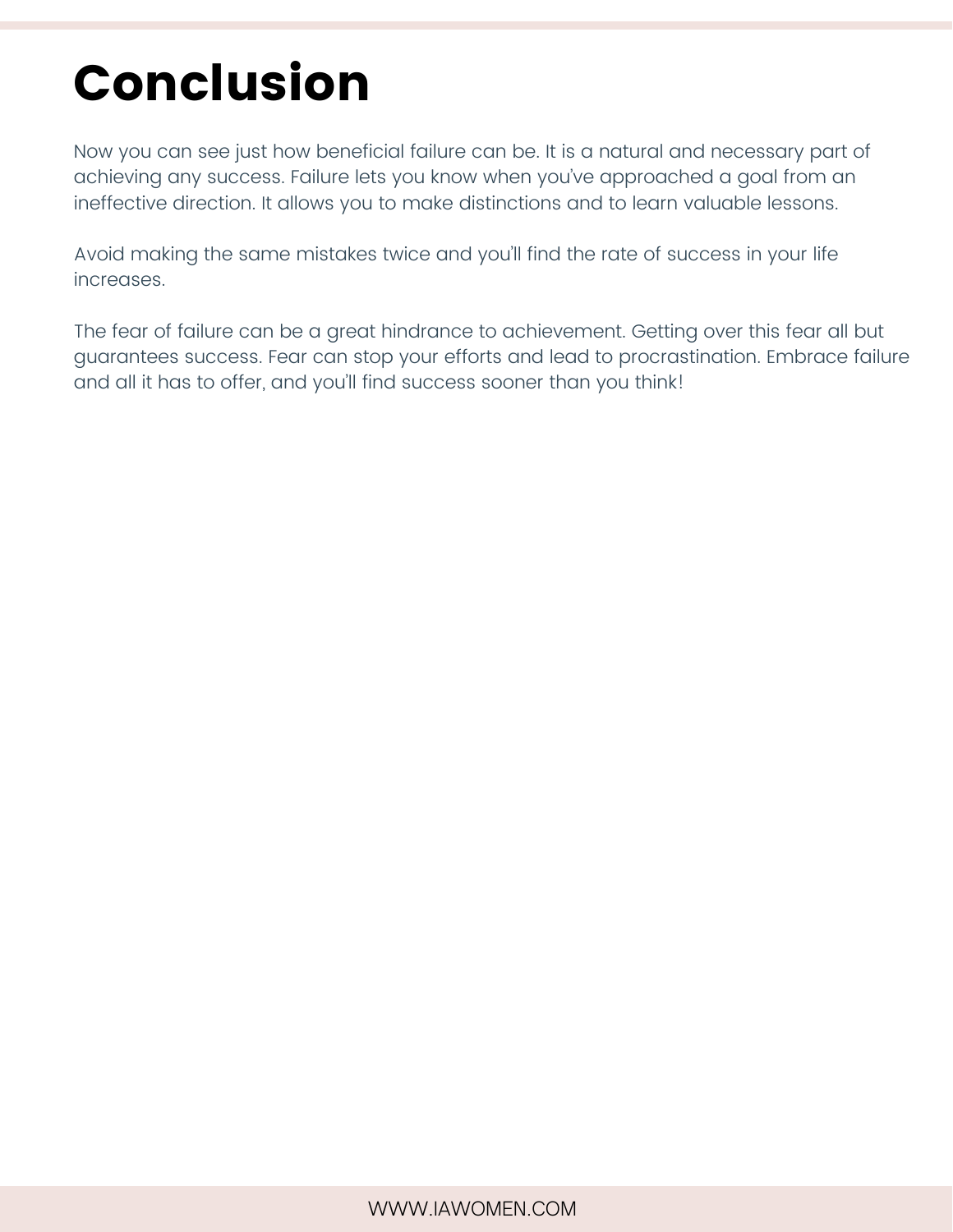# Conclusion

Now you can see just how beneficial failure can be. It is a natural and necessary part of achieving any success. Failure lets you know when you've approached a goal from an ineffective direction. It allows you to make distinctions and to learn valuable lessons.

Avoid making the same mistakes twice and you'll find the rate of success in your life increases.

The fear of failure can be a great hindrance to achievement. Getting over this fear all but guarantees success. Fear can stop your efforts and lead to procrastination. Embrace failure and all it has to offer, and you'll find success sooner than you think!